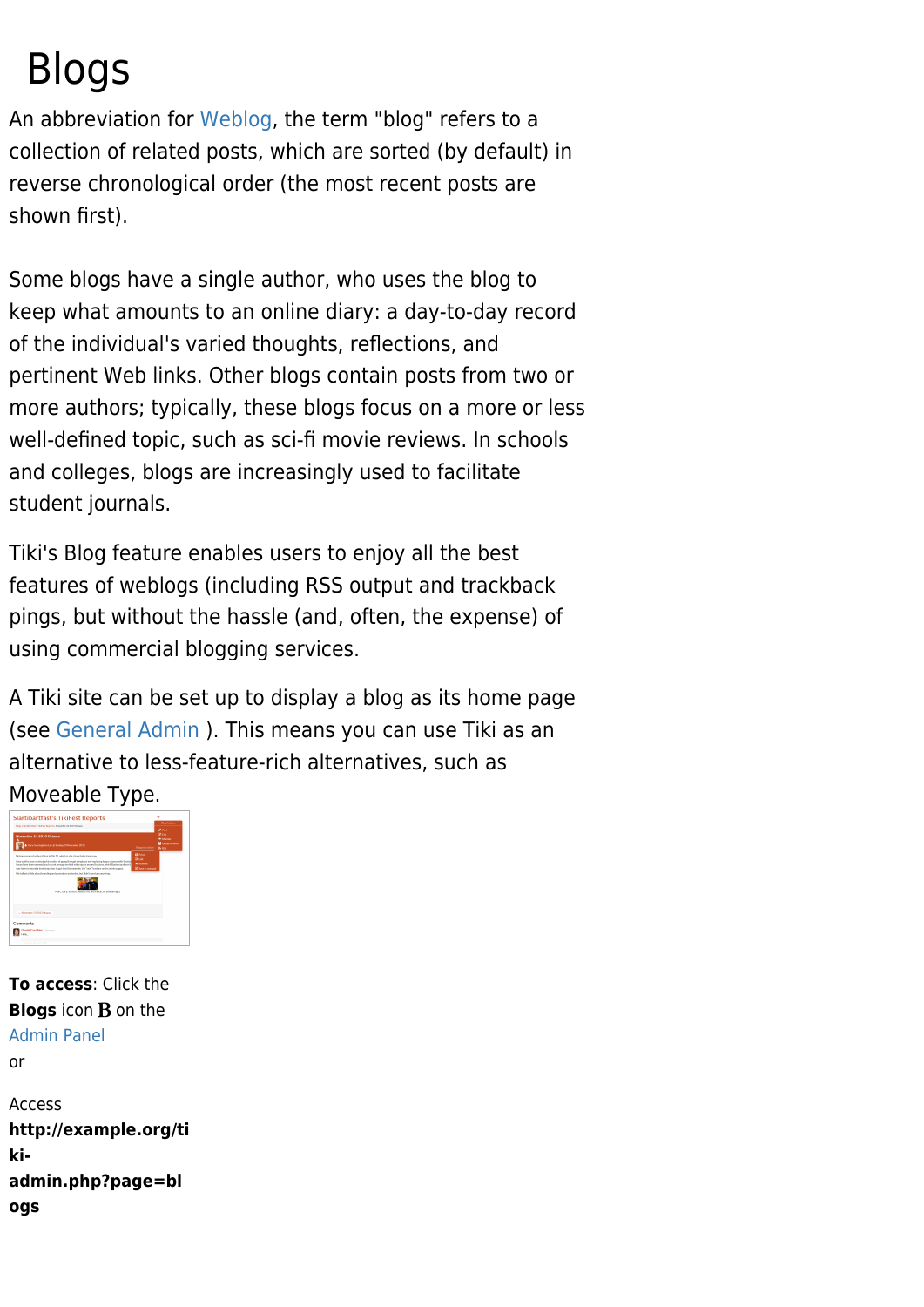# Blogs

An abbreviation for Weblog, the term "blog" refers to a collection of related posts, which are sorted (by default) in reverse chronological order (the most recent posts are shown first).

Some blogs have a single author, who uses the blog to keep what amounts to an online diary: a day-to-day record of the individual's varied thoughts, reflections, and pertinent Web links. Other blogs contain posts from two or more authors; typically, these blogs focus on a more or less well-defined topic, such as sci-fi movie reviews. In schools and colleges, blogs are increasingly used to facilitate student journals.

Tiki's Blog feature enables users to enjoy all the best features of weblogs (including RSS output and trackback pings, but without the hassle (and, often, the expense) of using commercial blogging services.

A Tiki site can be set up to display a blog as its home page (see General Admin ). This means you can use Tiki as an alternative to less-feature-rich alternatives, such as Moveable Type.

**To access**: Click the **Blogs** icon **B** on the Admin Panel

or

Access **http://example.org/tiki-admin.php?page=blogs**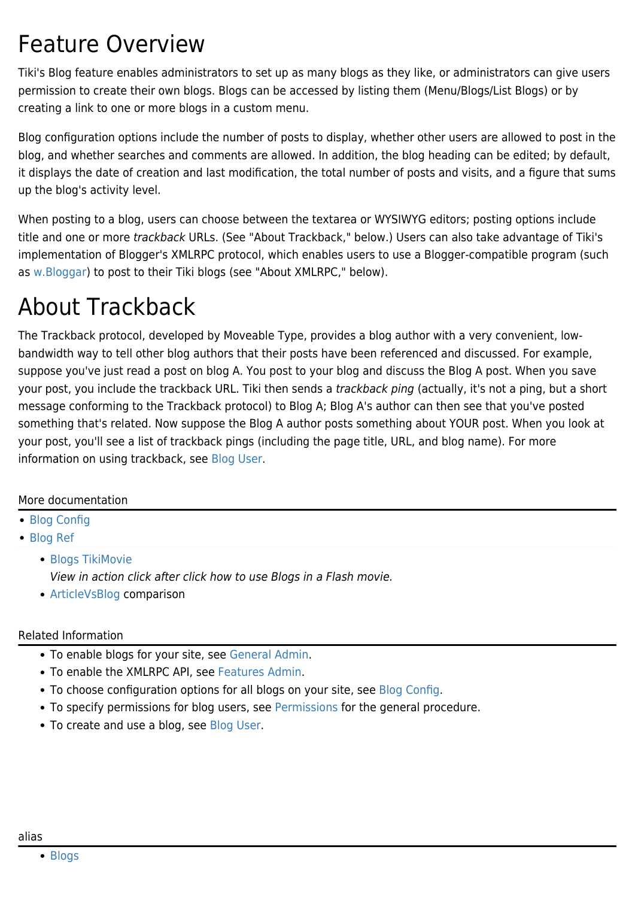# Feature Overview

Tiki's Blog feature enables administrators to set up as many blogs as they like, or administrators can give users permission to create their own blogs. Blogs can be accessed by listing them (Menu/Blogs/List Blogs) or by creating a link to one or more blogs in a custom menu.

Blog configuration options include the number of posts to display, whether other users are allowed to post in the blog, and whether searches and comments are allowed. In addition, the blog heading can be edited; by default, it displays the date of creation and last modification, the total number of posts and visits, and a figure that sums up the blog's activity level.

When posting to a blog, users can choose between the textarea or WYSIWYG editors; posting options include title and one or more *trackback* URLs. (See "About Trackback," below.) Users can also take advantage of Tiki's implementation of Blogger's XMLRPC protocol, which enables users to use a Blogger-compatible program (such as w.Bloggar) to post to their Tiki blogs (see "About XMLRPC," below).

# About Trackback

The Trackback protocol, developed by Moveable Type, provides a blog author with a very convenient, low-bandwidth way to tell other blog authors that their posts have been referenced and discussed. For example, suppose you've just read a post on blog A. You post to your blog and discuss the Blog A post. When you save your post, you include the trackback URL. Tiki then sends a *trackback ping* (actually, it's not a ping, but a short message conforming to the Trackback protocol) to Blog A; Blog A's author can then see that you've posted something that's related. Now suppose the Blog A author posts something about YOUR post. When you look at your post, you'll see a list of trackback pings (including the page title, URL, and blog name). For more information on using trackback, see Blog User.

More documentation

- Blog Config
- Blog Ref
  - Blogs TikiMovie
    *View in action click after click how to use Blogs in a Flash movie.*
  - ArticleVsBlog comparison

Related Information

- To enable blogs for your site, see General Admin.
- To enable the XMLRPC API, see Features Admin.
- To choose configuration options for all blogs on your site, see Blog Config.
- To specify permissions for blog users, see Permissions for the general procedure.
- To create and use a blog, see Blog User.

alias

- Blogs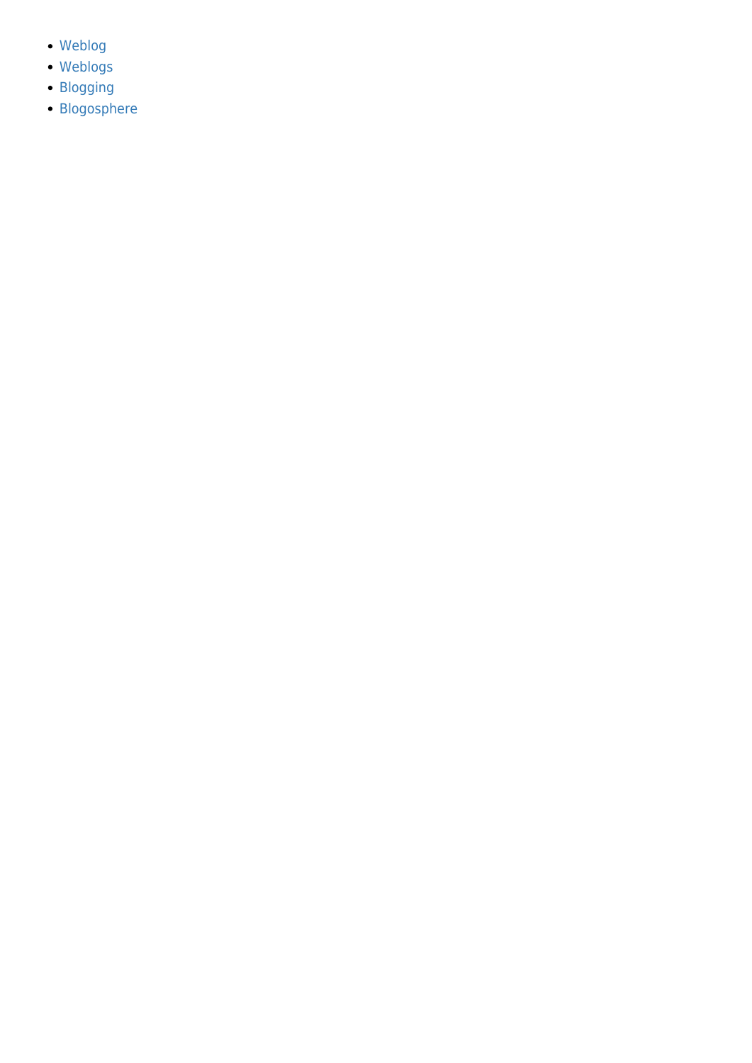- Weblog
- Weblogs
- Blogging
- Blogosphere